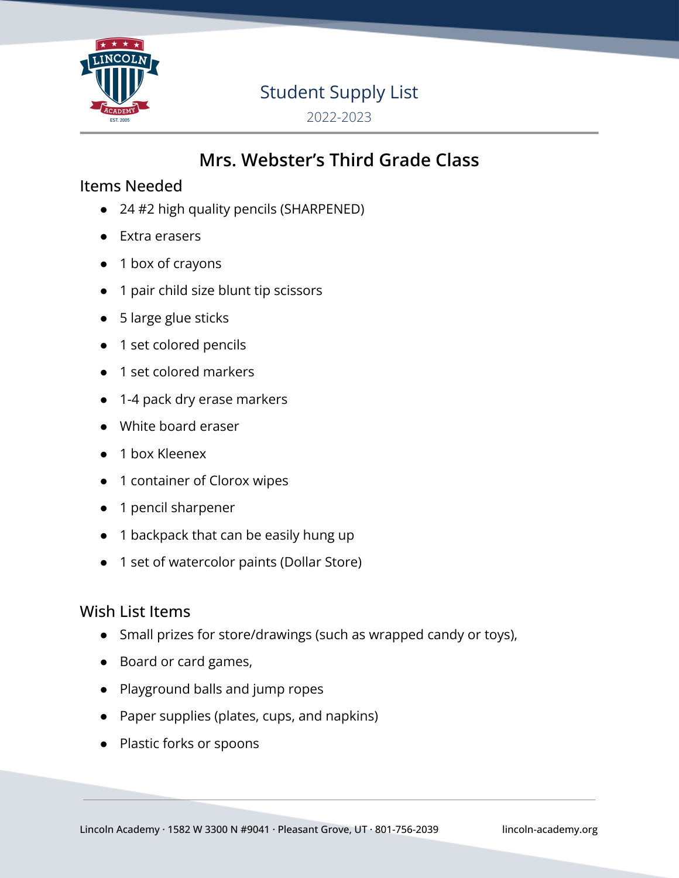# Student Supply List

2022-2023

## Mrs. Webster's Third Grade Class

### Items Needed

- 24 #2 high quality pencils (SHARPENED)
- Extra erasers
- 1 box of crayons
- 1 pair child size blunt tip scissors
- 5 large glue sticks
- 1 set colored pencils
- 1 set colored markers
- 1-4 pack dry erase markers
- White board eraser
- 1 box Kleenex
- 1 container of Clorox wipes
- 1 pencil sharpener
- 1 backpack that can be easily hung up
- 1 set of watercolor paints (Dollar Store)

### Wish List Items

- Small prizes for store/drawings (such as wrapped candy or toys),
- Board or card games,
- Playground balls and jump ropes
- Paper supplies (plates, cups, and napkins)
- Plastic forks or spoons

Lincoln Academy · 1582 W 3300 N #9041 · Pleasant Grove, UT · 801-756-2039 lincoln-academy.org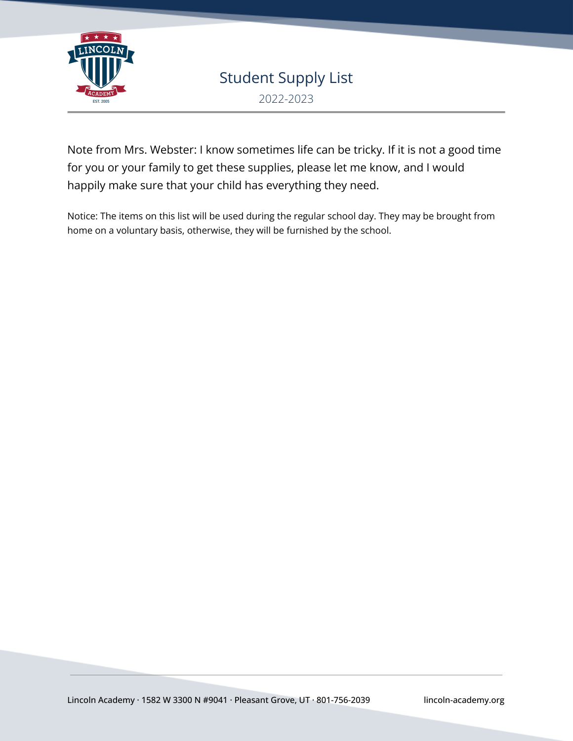# Student Supply List

2022-2023

Note from Mrs. Webster: I know sometimes life can be tricky. If it is not a good time for you or your family to get these supplies, please let me know, and I would happily make sure that your child has everything they need.

Notice: The items on this list will be used during the regular school day. They may be brought from home on a voluntary basis, otherwise, they will be furnished by the school.

Lincoln Academy · 1582 W 3300 N #9041 · Pleasant Grove, UT · 801-756-2039 lincoln-academy.org